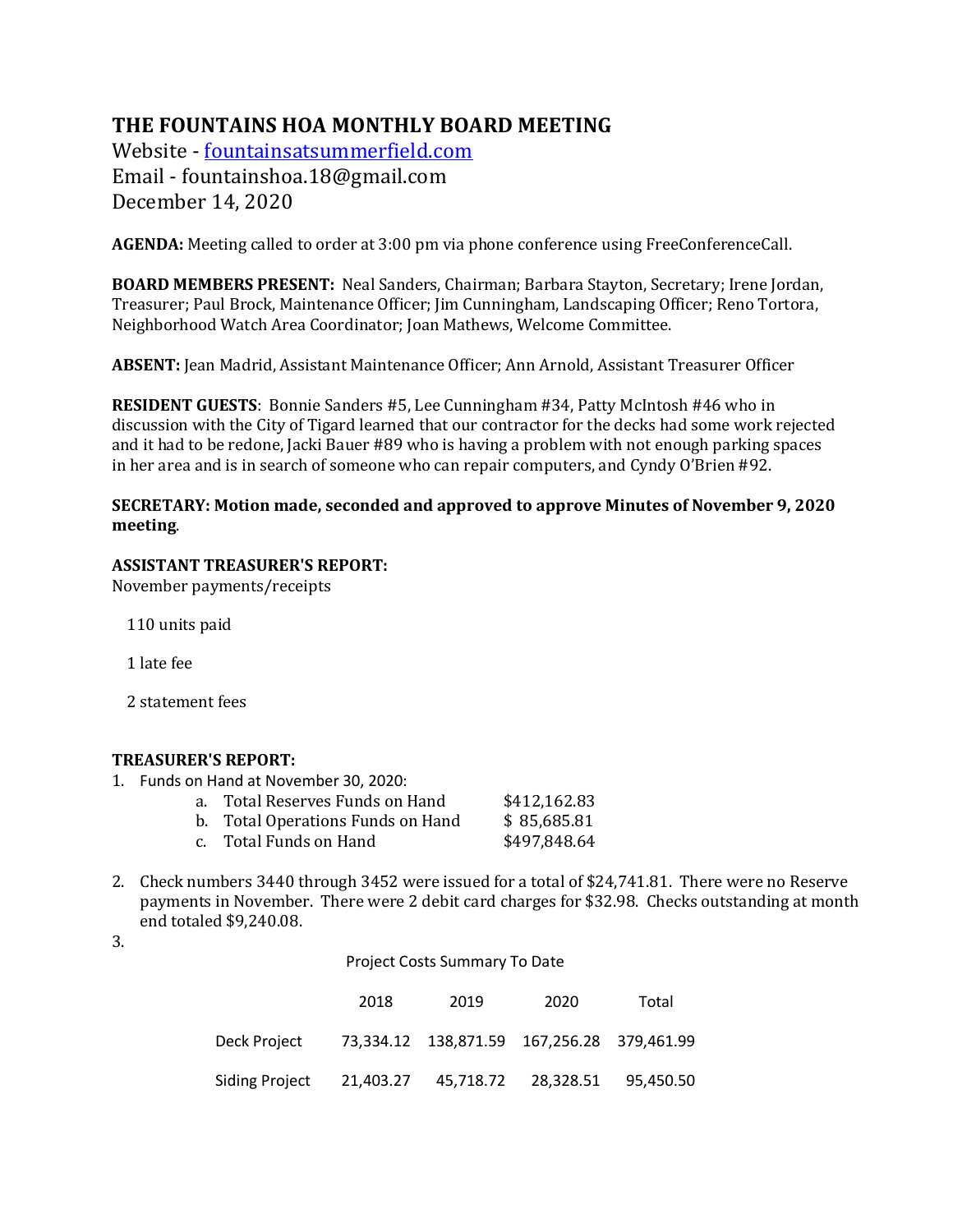# THE FOUNTAINS HOA MONTHLY BOARD MEETING

Website - [fountainsatsummerfield.com](fountainsatsummerfield.com)
Email - fountainshoa.18@gmail.com
December 14, 2020

**AGENDA:** Meeting called to order at 3:00 pm via phone conference using FreeConferenceCall.

**BOARD MEMBERS PRESENT:** Neal Sanders, Chairman; Barbara Stayton, Secretary; Irene Jordan, Treasurer; Paul Brock, Maintenance Officer; Jim Cunningham, Landscaping Officer; Reno Tortora, Neighborhood Watch Area Coordinator; Joan Mathews, Welcome Committee.

**ABSENT:** Jean Madrid, Assistant Maintenance Officer; Ann Arnold, Assistant Treasurer Officer

**RESIDENT GUESTS**: Bonnie Sanders #5, Lee Cunningham #34, Patty McIntosh #46 who in discussion with the City of Tigard learned that our contractor for the decks had some work rejected and it had to be redone, Jacki Bauer #89 who is having a problem with not enough parking spaces in her area and is in search of someone who can repair computers, and Cyndy O'Brien #92.

**SECRETARY: Motion made, seconded and approved to approve Minutes of November 9, 2020 meeting**.

**ASSISTANT TREASURER'S REPORT:**
November payments/receipts

110 units paid

1 late fee

2 statement fees

**TREASURER'S REPORT:**

1. Funds on Hand at November 30, 2020:
   a. Total Reserves Funds on Hand $412,162.83
   b. Total Operations Funds on Hand $ 85,685.81
   c. Total Funds on Hand $497,848.64
2. Check numbers 3440 through 3452 were issued for a total of $24,741.81. There were no Reserve payments in November. There were 2 debit card charges for $32.98. Checks outstanding at month end totaled $9,240.08.
3. Project Costs Summary To Date

| | 2018 | 2019 | 2020 | Total |
|---|---|---|---|---|
| Deck Project | 73,334.12 | 138,871.59 | 167,256.28 | 379,461.99 |
| Siding Project | 21,403.27 | 45,718.72 | 28,328.51 | 95,450.50 |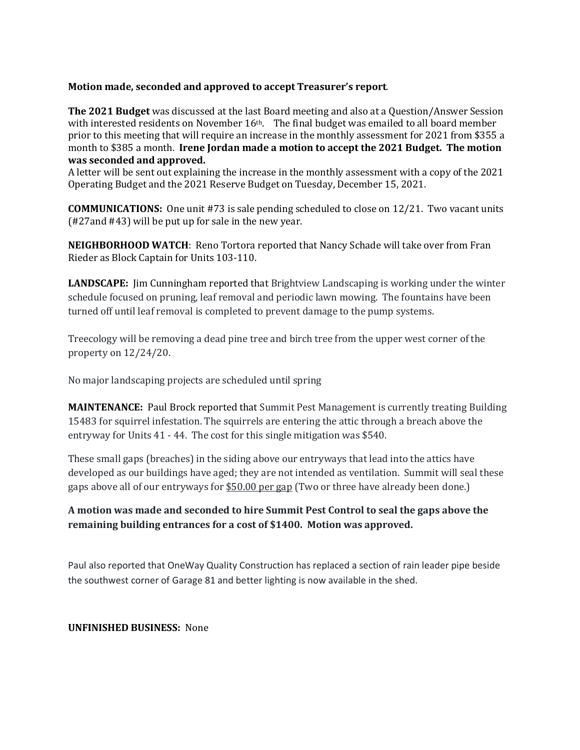**Motion made, seconded and approved to accept Treasurer's report**.

**The 2021 Budget** was discussed at the last Board meeting and also at a Question/Answer Session with interested residents on November 16th. The final budget was emailed to all board member prior to this meeting that will require an increase in the monthly assessment for 2021 from $355 a month to $385 a month. **Irene Jordan made a motion to accept the 2021 Budget. The motion was seconded and approved.**

A letter will be sent out explaining the increase in the monthly assessment with a copy of the 2021 Operating Budget and the 2021 Reserve Budget on Tuesday, December 15, 2021.

**COMMUNICATIONS:** One unit #73 is sale pending scheduled to close on 12/21. Two vacant units (#27and #43) will be put up for sale in the new year.

**NEIGHBORHOOD WATCH**: Reno Tortora reported that Nancy Schade will take over from Fran Rieder as Block Captain for Units 103-110.

**LANDSCAPE:** Jim Cunningham reported that Brightview Landscaping is working under the winter schedule focused on pruning, leaf removal and periodic lawn mowing. The fountains have been turned off until leaf removal is completed to prevent damage to the pump systems.

Treecology will be removing a dead pine tree and birch tree from the upper west corner of the property on 12/24/20.

No major landscaping projects are scheduled until spring

**MAINTENANCE:** Paul Brock reported that Summit Pest Management is currently treating Building 15483 for squirrel infestation. The squirrels are entering the attic through a breach above the entryway for Units 41 - 44. The cost for this single mitigation was $540.

These small gaps (breaches) in the siding above our entryways that lead into the attics have developed as our buildings have aged; they are not intended as ventilation. Summit will seal these gaps above all of our entryways for $50.00 per gap (Two or three have already been done.)

**A motion was made and seconded to hire Summit Pest Control to seal the gaps above the remaining building entrances for a cost of $1400. Motion was approved.**

Paul also reported that OneWay Quality Construction has replaced a section of rain leader pipe beside the southwest corner of Garage 81 and better lighting is now available in the shed.

**UNFINISHED BUSINESS:** None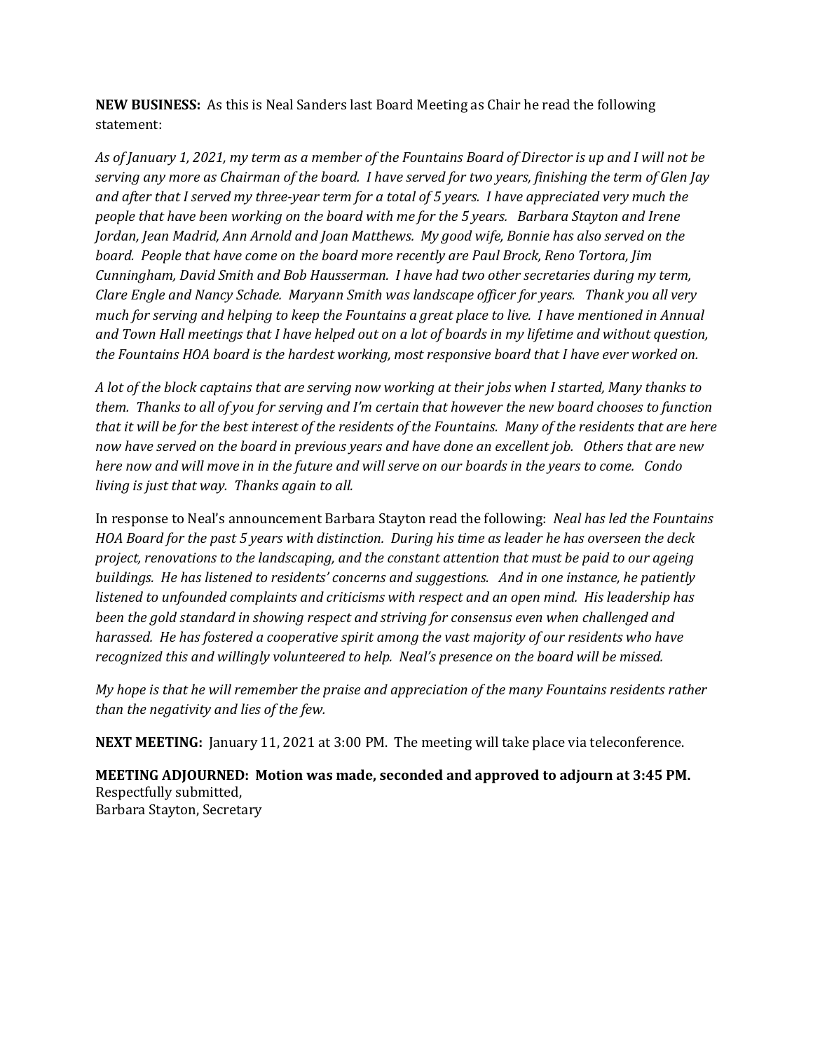**NEW BUSINESS:** As this is Neal Sanders last Board Meeting as Chair he read the following statement:

*As of January 1, 2021, my term as a member of the Fountains Board of Director is up and I will not be serving any more as Chairman of the board. I have served for two years, finishing the term of Glen Jay and after that I served my three-year term for a total of 5 years. I have appreciated very much the people that have been working on the board with me for the 5 years. Barbara Stayton and Irene Jordan, Jean Madrid, Ann Arnold and Joan Matthews. My good wife, Bonnie has also served on the board. People that have come on the board more recently are Paul Brock, Reno Tortora, Jim Cunningham, David Smith and Bob Hausserman. I have had two other secretaries during my term, Clare Engle and Nancy Schade. Maryann Smith was landscape officer for years. Thank you all very much for serving and helping to keep the Fountains a great place to live. I have mentioned in Annual and Town Hall meetings that I have helped out on a lot of boards in my lifetime and without question, the Fountains HOA board is the hardest working, most responsive board that I have ever worked on.*

*A lot of the block captains that are serving now working at their jobs when I started, Many thanks to them. Thanks to all of you for serving and I'm certain that however the new board chooses to function that it will be for the best interest of the residents of the Fountains. Many of the residents that are here now have served on the board in previous years and have done an excellent job. Others that are new here now and will move in in the future and will serve on our boards in the years to come. Condo living is just that way. Thanks again to all.*

In response to Neal's announcement Barbara Stayton read the following: *Neal has led the Fountains HOA Board for the past 5 years with distinction. During his time as leader he has overseen the deck project, renovations to the landscaping, and the constant attention that must be paid to our ageing buildings. He has listened to residents' concerns and suggestions. And in one instance, he patiently listened to unfounded complaints and criticisms with respect and an open mind. His leadership has been the gold standard in showing respect and striving for consensus even when challenged and harassed. He has fostered a cooperative spirit among the vast majority of our residents who have recognized this and willingly volunteered to help. Neal's presence on the board will be missed.*

*My hope is that he will remember the praise and appreciation of the many Fountains residents rather than the negativity and lies of the few.*

**NEXT MEETING:** January 11, 2021 at 3:00 PM. The meeting will take place via teleconference.

**MEETING ADJOURNED: Motion was made, seconded and approved to adjourn at 3:45 PM.**
Respectfully submitted,
Barbara Stayton, Secretary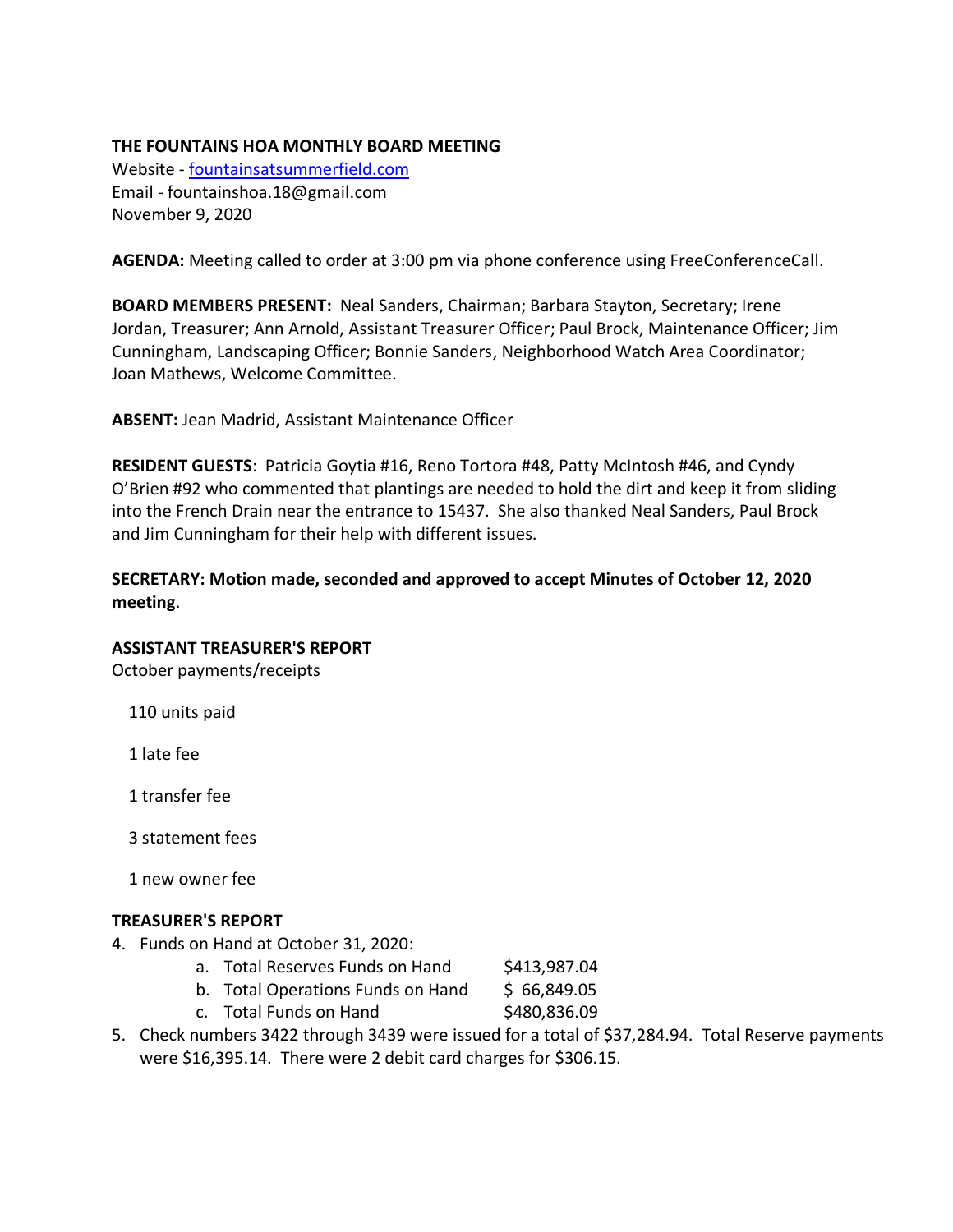**THE FOUNTAINS HOA MONTHLY BOARD MEETING**
Website - [fountainsatsummerfield.com](fountainsatsummerfield.com)
Email - fountainshoa.18@gmail.com
November 9, 2020

**AGENDA:** Meeting called to order at 3:00 pm via phone conference using FreeConferenceCall.

**BOARD MEMBERS PRESENT:** Neal Sanders, Chairman; Barbara Stayton, Secretary; Irene Jordan, Treasurer; Ann Arnold, Assistant Treasurer Officer; Paul Brock, Maintenance Officer; Jim Cunningham, Landscaping Officer; Bonnie Sanders, Neighborhood Watch Area Coordinator; Joan Mathews, Welcome Committee.

**ABSENT:** Jean Madrid, Assistant Maintenance Officer

**RESIDENT GUESTS**: Patricia Goytia #16, Reno Tortora #48, Patty McIntosh #46, and Cyndy O'Brien #92 who commented that plantings are needed to hold the dirt and keep it from sliding into the French Drain near the entrance to 15437. She also thanked Neal Sanders, Paul Brock and Jim Cunningham for their help with different issues.

**SECRETARY: Motion made, seconded and approved to accept Minutes of October 12, 2020 meeting**.

**ASSISTANT TREASURER'S REPORT**

October payments/receipts

110 units paid

1 late fee

1 transfer fee

3 statement fees

1 new owner fee

**TREASURER'S REPORT**

4. Funds on Hand at October 31, 2020:
   a. Total Reserves Funds on Hand $413,987.04
   b. Total Operations Funds on Hand $ 66,849.05
   c. Total Funds on Hand $480,836.09
5. Check numbers 3422 through 3439 were issued for a total of $37,284.94. Total Reserve payments were $16,395.14. There were 2 debit card charges for $306.15.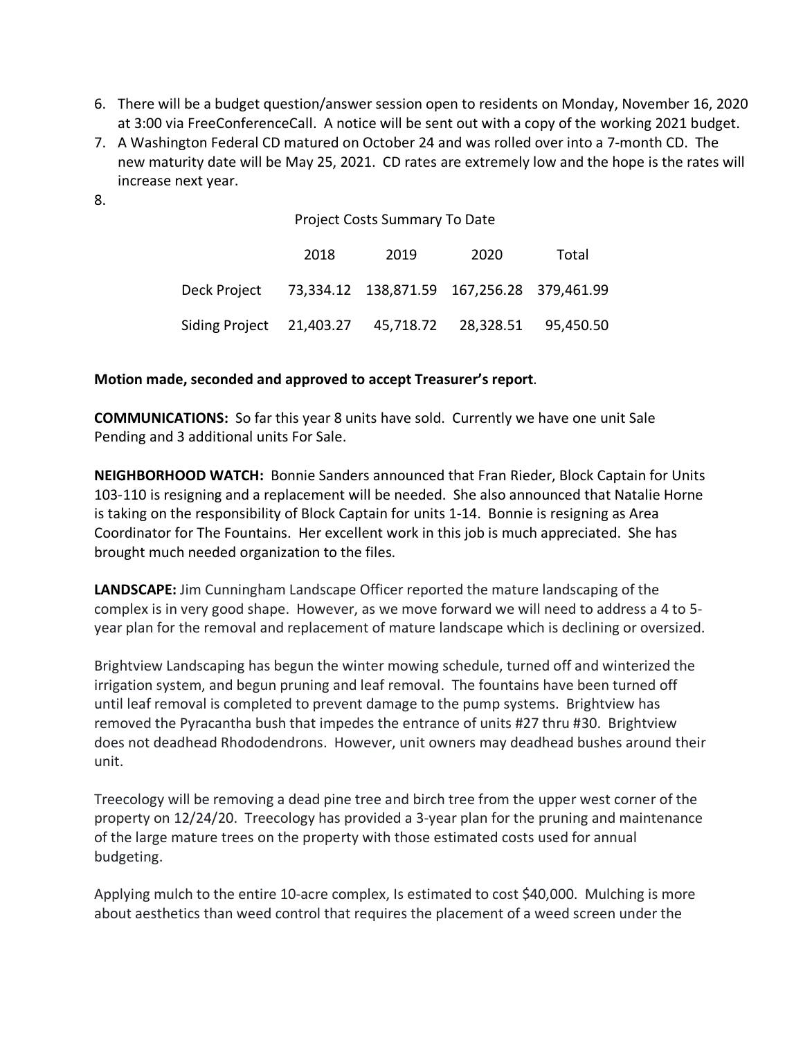6. There will be a budget question/answer session open to residents on Monday, November 16, 2020 at 3:00 via FreeConferenceCall. A notice will be sent out with a copy of the working 2021 budget.
7. A Washington Federal CD matured on October 24 and was rolled over into a 7-month CD. The new maturity date will be May 25, 2021. CD rates are extremely low and the hope is the rates will increase next year.
8. Project Costs Summary To Date

| | 2018 | 2019 | 2020 | Total |
|---|---|---|---|---|
| Deck Project | 73,334.12 | 138,871.59 | 167,256.28 | 379,461.99 |
| Siding Project | 21,403.27 | 45,718.72 | 28,328.51 | 95,450.50 |

**Motion made, seconded and approved to accept Treasurer's report**.

**COMMUNICATIONS:** So far this year 8 units have sold. Currently we have one unit Sale Pending and 3 additional units For Sale.

**NEIGHBORHOOD WATCH:** Bonnie Sanders announced that Fran Rieder, Block Captain for Units 103-110 is resigning and a replacement will be needed. She also announced that Natalie Horne is taking on the responsibility of Block Captain for units 1-14. Bonnie is resigning as Area Coordinator for The Fountains. Her excellent work in this job is much appreciated. She has brought much needed organization to the files.

**LANDSCAPE:** Jim Cunningham Landscape Officer reported the mature landscaping of the complex is in very good shape. However, as we move forward we will need to address a 4 to 5-year plan for the removal and replacement of mature landscape which is declining or oversized.

Brightview Landscaping has begun the winter mowing schedule, turned off and winterized the irrigation system, and begun pruning and leaf removal. The fountains have been turned off until leaf removal is completed to prevent damage to the pump systems. Brightview has removed the Pyracantha bush that impedes the entrance of units #27 thru #30. Brightview does not deadhead Rhododendrons. However, unit owners may deadhead bushes around their unit.

Treecology will be removing a dead pine tree and birch tree from the upper west corner of the property on 12/24/20. Treecology has provided a 3-year plan for the pruning and maintenance of the large mature trees on the property with those estimated costs used for annual budgeting.

Applying mulch to the entire 10-acre complex, Is estimated to cost $40,000. Mulching is more about aesthetics than weed control that requires the placement of a weed screen under the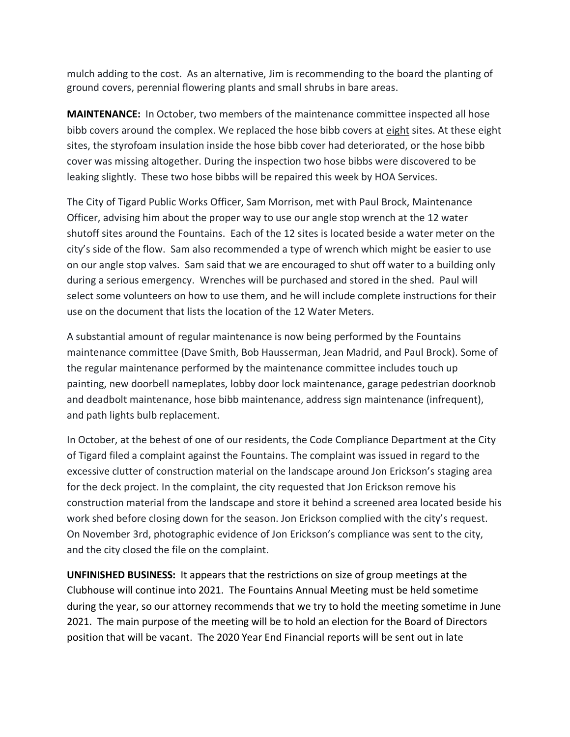mulch adding to the cost. As an alternative, Jim is recommending to the board the planting of ground covers, perennial flowering plants and small shrubs in bare areas.

**MAINTENANCE:** In October, two members of the maintenance committee inspected all hose bibb covers around the complex. We replaced the hose bibb covers at <u>eight</u> sites. At these eight sites, the styrofoam insulation inside the hose bibb cover had deteriorated, or the hose bibb cover was missing altogether. During the inspection two hose bibbs were discovered to be leaking slightly. These two hose bibbs will be repaired this week by HOA Services.

The City of Tigard Public Works Officer, Sam Morrison, met with Paul Brock, Maintenance Officer, advising him about the proper way to use our angle stop wrench at the 12 water shutoff sites around the Fountains. Each of the 12 sites is located beside a water meter on the city's side of the flow. Sam also recommended a type of wrench which might be easier to use on our angle stop valves. Sam said that we are encouraged to shut off water to a building only during a serious emergency. Wrenches will be purchased and stored in the shed. Paul will select some volunteers on how to use them, and he will include complete instructions for their use on the document that lists the location of the 12 Water Meters.

A substantial amount of regular maintenance is now being performed by the Fountains maintenance committee (Dave Smith, Bob Hausserman, Jean Madrid, and Paul Brock). Some of the regular maintenance performed by the maintenance committee includes touch up painting, new doorbell nameplates, lobby door lock maintenance, garage pedestrian doorknob and deadbolt maintenance, hose bibb maintenance, address sign maintenance (infrequent), and path lights bulb replacement.

In October, at the behest of one of our residents, the Code Compliance Department at the City of Tigard filed a complaint against the Fountains. The complaint was issued in regard to the excessive clutter of construction material on the landscape around Jon Erickson's staging area for the deck project. In the complaint, the city requested that Jon Erickson remove his construction material from the landscape and store it behind a screened area located beside his work shed before closing down for the season. Jon Erickson complied with the city's request. On November 3rd, photographic evidence of Jon Erickson's compliance was sent to the city, and the city closed the file on the complaint.

**UNFINISHED BUSINESS:** It appears that the restrictions on size of group meetings at the Clubhouse will continue into 2021. The Fountains Annual Meeting must be held sometime during the year, so our attorney recommends that we try to hold the meeting sometime in June 2021. The main purpose of the meeting will be to hold an election for the Board of Directors position that will be vacant. The 2020 Year End Financial reports will be sent out in late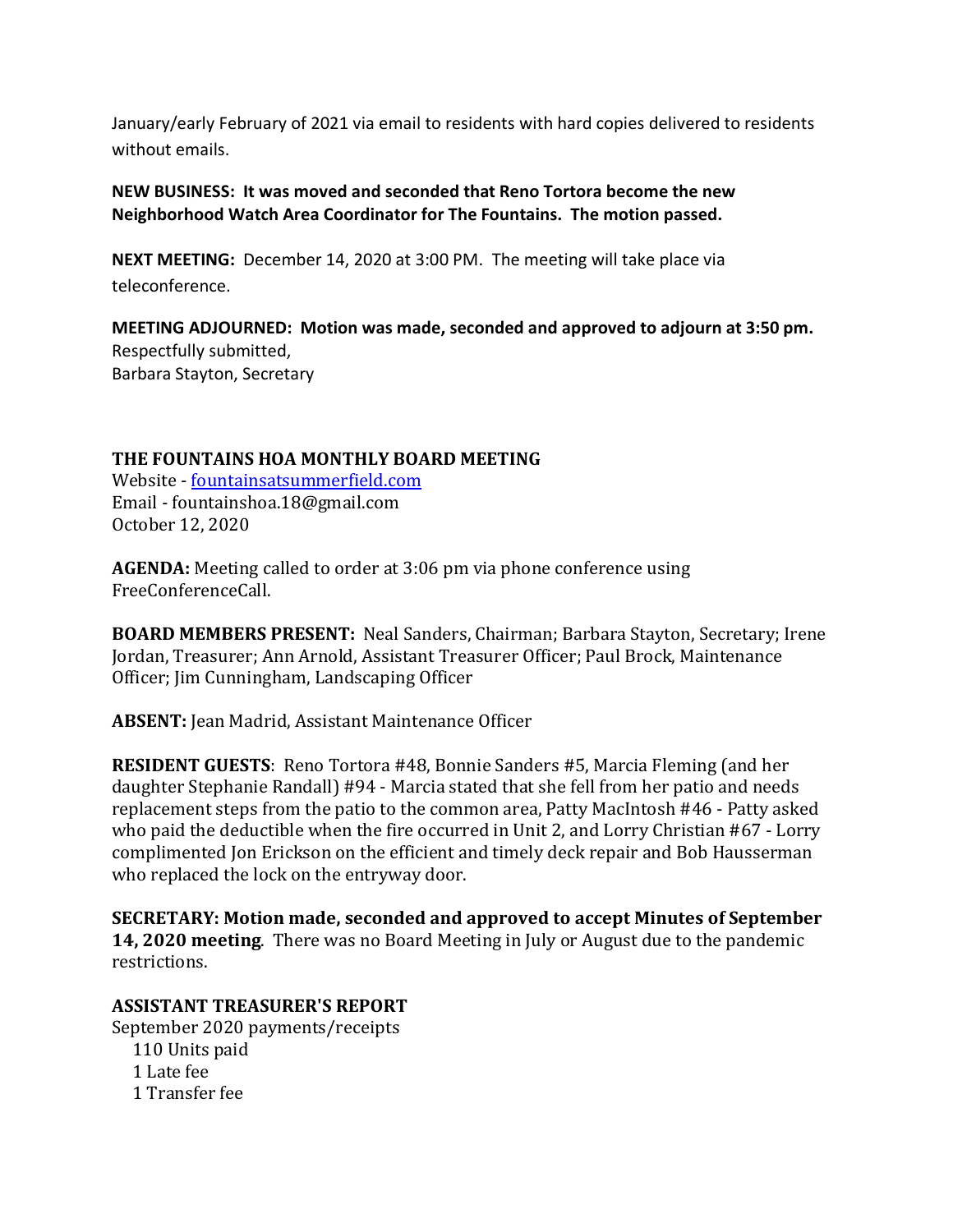January/early February of 2021 via email to residents with hard copies delivered to residents without emails.

**NEW BUSINESS: It was moved and seconded that Reno Tortora become the new Neighborhood Watch Area Coordinator for The Fountains. The motion passed.**

**NEXT MEETING:** December 14, 2020 at 3:00 PM. The meeting will take place via teleconference.

**MEETING ADJOURNED: Motion was made, seconded and approved to adjourn at 3:50 pm.**
Respectfully submitted,
Barbara Stayton, Secretary

**THE FOUNTAINS HOA MONTHLY BOARD MEETING**
Website - [fountainsatsummerfield.com](fountainsatsummerfield.com)
Email - fountainshoa.18@gmail.com
October 12, 2020

**AGENDA:** Meeting called to order at 3:06 pm via phone conference using FreeConferenceCall.

**BOARD MEMBERS PRESENT:** Neal Sanders, Chairman; Barbara Stayton, Secretary; Irene Jordan, Treasurer; Ann Arnold, Assistant Treasurer Officer; Paul Brock, Maintenance Officer; Jim Cunningham, Landscaping Officer

**ABSENT:** Jean Madrid, Assistant Maintenance Officer

**RESIDENT GUESTS**: Reno Tortora #48, Bonnie Sanders #5, Marcia Fleming (and her daughter Stephanie Randall) #94 - Marcia stated that she fell from her patio and needs replacement steps from the patio to the common area, Patty MacIntosh #46 - Patty asked who paid the deductible when the fire occurred in Unit 2, and Lorry Christian #67 - Lorry complimented Jon Erickson on the efficient and timely deck repair and Bob Hausserman who replaced the lock on the entryway door.

**SECRETARY: Motion made, seconded and approved to accept Minutes of September 14, 2020 meeting**. There was no Board Meeting in July or August due to the pandemic restrictions.

**ASSISTANT TREASURER'S REPORT**
September 2020 payments/receipts
- 110 Units paid
- 1 Late fee
- 1 Transfer fee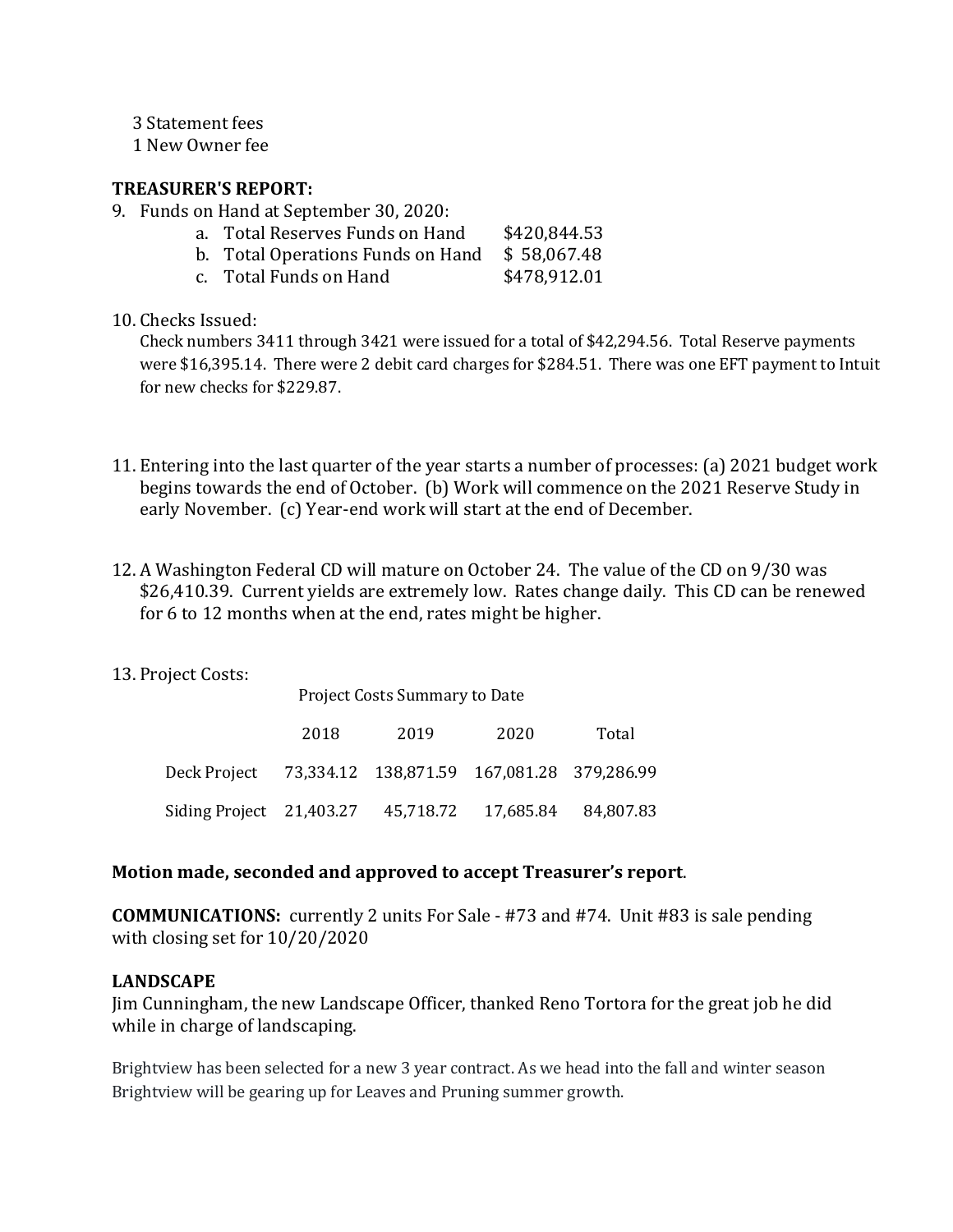3 Statement fees
1 New Owner fee

**TREASURER'S REPORT:**

9. Funds on Hand at September 30, 2020:
   a. Total Reserves Funds on Hand $420,844.53
   b. Total Operations Funds on Hand $ 58,067.48
   c. Total Funds on Hand $478,912.01

10. Checks Issued:
    Check numbers 3411 through 3421 were issued for a total of $42,294.56. Total Reserve payments were $16,395.14. There were 2 debit card charges for $284.51. There was one EFT payment to Intuit for new checks for $229.87.

11. Entering into the last quarter of the year starts a number of processes: (a) 2021 budget work begins towards the end of October. (b) Work will commence on the 2021 Reserve Study in early November. (c) Year-end work will start at the end of December.

12. A Washington Federal CD will mature on October 24. The value of the CD on 9/30 was $26,410.39. Current yields are extremely low. Rates change daily. This CD can be renewed for 6 to 12 months when at the end, rates might be higher.

13. Project Costs:

Project Costs Summary to Date

| | 2018 | 2019 | 2020 | Total |
|---|---|---|---|---|
| Deck Project | 73,334.12 | 138,871.59 | 167,081.28 | 379,286.99 |
| Siding Project | 21,403.27 | 45,718.72 | 17,685.84 | 84,807.83 |

**Motion made, seconded and approved to accept Treasurer's report**.

**COMMUNICATIONS:** currently 2 units For Sale - #73 and #74. Unit #83 is sale pending with closing set for 10/20/2020

**LANDSCAPE**

Jim Cunningham, the new Landscape Officer, thanked Reno Tortora for the great job he did while in charge of landscaping.

Brightview has been selected for a new 3 year contract. As we head into the fall and winter season Brightview will be gearing up for Leaves and Pruning summer growth.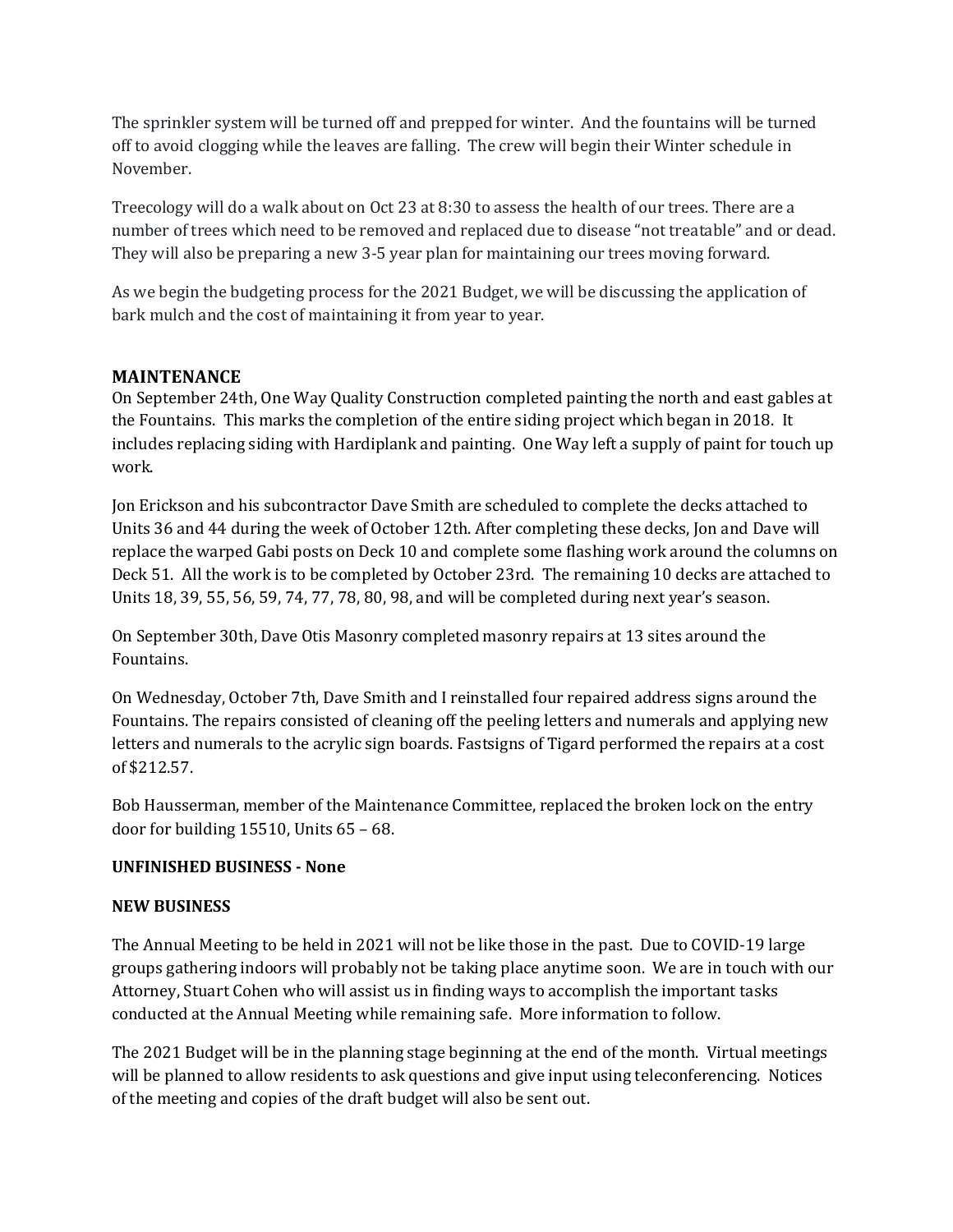The sprinkler system will be turned off and prepped for winter. And the fountains will be turned off to avoid clogging while the leaves are falling. The crew will begin their Winter schedule in November.

Treecology will do a walk about on Oct 23 at 8:30 to assess the health of our trees. There are a number of trees which need to be removed and replaced due to disease "not treatable" and or dead. They will also be preparing a new 3-5 year plan for maintaining our trees moving forward.

As we begin the budgeting process for the 2021 Budget, we will be discussing the application of bark mulch and the cost of maintaining it from year to year.

## MAINTENANCE

On September 24th, One Way Quality Construction completed painting the north and east gables at the Fountains. This marks the completion of the entire siding project which began in 2018. It includes replacing siding with Hardiplank and painting. One Way left a supply of paint for touch up work.

Jon Erickson and his subcontractor Dave Smith are scheduled to complete the decks attached to Units 36 and 44 during the week of October 12th. After completing these decks, Jon and Dave will replace the warped Gabi posts on Deck 10 and complete some flashing work around the columns on Deck 51. All the work is to be completed by October 23rd. The remaining 10 decks are attached to Units 18, 39, 55, 56, 59, 74, 77, 78, 80, 98, and will be completed during next year's season.

On September 30th, Dave Otis Masonry completed masonry repairs at 13 sites around the Fountains.

On Wednesday, October 7th, Dave Smith and I reinstalled four repaired address signs around the Fountains. The repairs consisted of cleaning off the peeling letters and numerals and applying new letters and numerals to the acrylic sign boards. Fastsigns of Tigard performed the repairs at a cost of $212.57.

Bob Hausserman, member of the Maintenance Committee, replaced the broken lock on the entry door for building 15510, Units 65 – 68.

**UNFINISHED BUSINESS - None**

**NEW BUSINESS**

The Annual Meeting to be held in 2021 will not be like those in the past. Due to COVID-19 large groups gathering indoors will probably not be taking place anytime soon. We are in touch with our Attorney, Stuart Cohen who will assist us in finding ways to accomplish the important tasks conducted at the Annual Meeting while remaining safe. More information to follow.

The 2021 Budget will be in the planning stage beginning at the end of the month. Virtual meetings will be planned to allow residents to ask questions and give input using teleconferencing. Notices of the meeting and copies of the draft budget will also be sent out.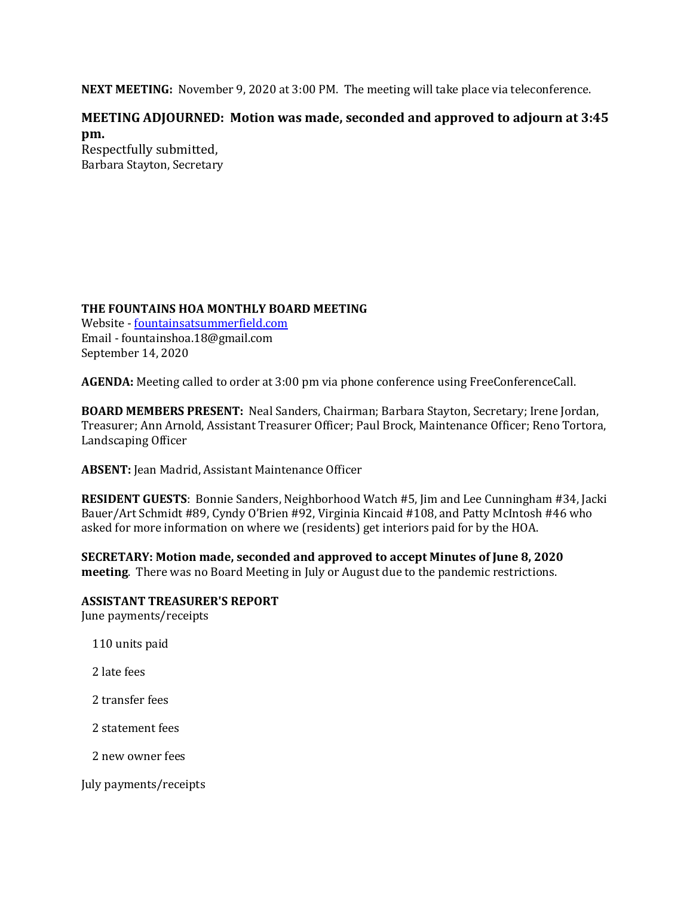**NEXT MEETING:** November 9, 2020 at 3:00 PM. The meeting will take place via teleconference.

**MEETING ADJOURNED: Motion was made, seconded and approved to adjourn at 3:45 pm.**

Respectfully submitted,
Barbara Stayton, Secretary

**THE FOUNTAINS HOA MONTHLY BOARD MEETING**
Website - [fountainsatsummerfield.com](fountainsatsummerfield.com)
Email - fountainshoa.18@gmail.com
September 14, 2020

**AGENDA:** Meeting called to order at 3:00 pm via phone conference using FreeConferenceCall.

**BOARD MEMBERS PRESENT:** Neal Sanders, Chairman; Barbara Stayton, Secretary; Irene Jordan, Treasurer; Ann Arnold, Assistant Treasurer Officer; Paul Brock, Maintenance Officer; Reno Tortora, Landscaping Officer

**ABSENT:** Jean Madrid, Assistant Maintenance Officer

**RESIDENT GUESTS**: Bonnie Sanders, Neighborhood Watch #5, Jim and Lee Cunningham #34, Jacki Bauer/Art Schmidt #89, Cyndy O'Brien #92, Virginia Kincaid #108, and Patty McIntosh #46 who asked for more information on where we (residents) get interiors paid for by the HOA.

**SECRETARY: Motion made, seconded and approved to accept Minutes of June 8, 2020 meeting**. There was no Board Meeting in July or August due to the pandemic restrictions.

**ASSISTANT TREASURER'S REPORT**
June payments/receipts

- 110 units paid
- 2 late fees
- 2 transfer fees
- 2 statement fees
- 2 new owner fees

July payments/receipts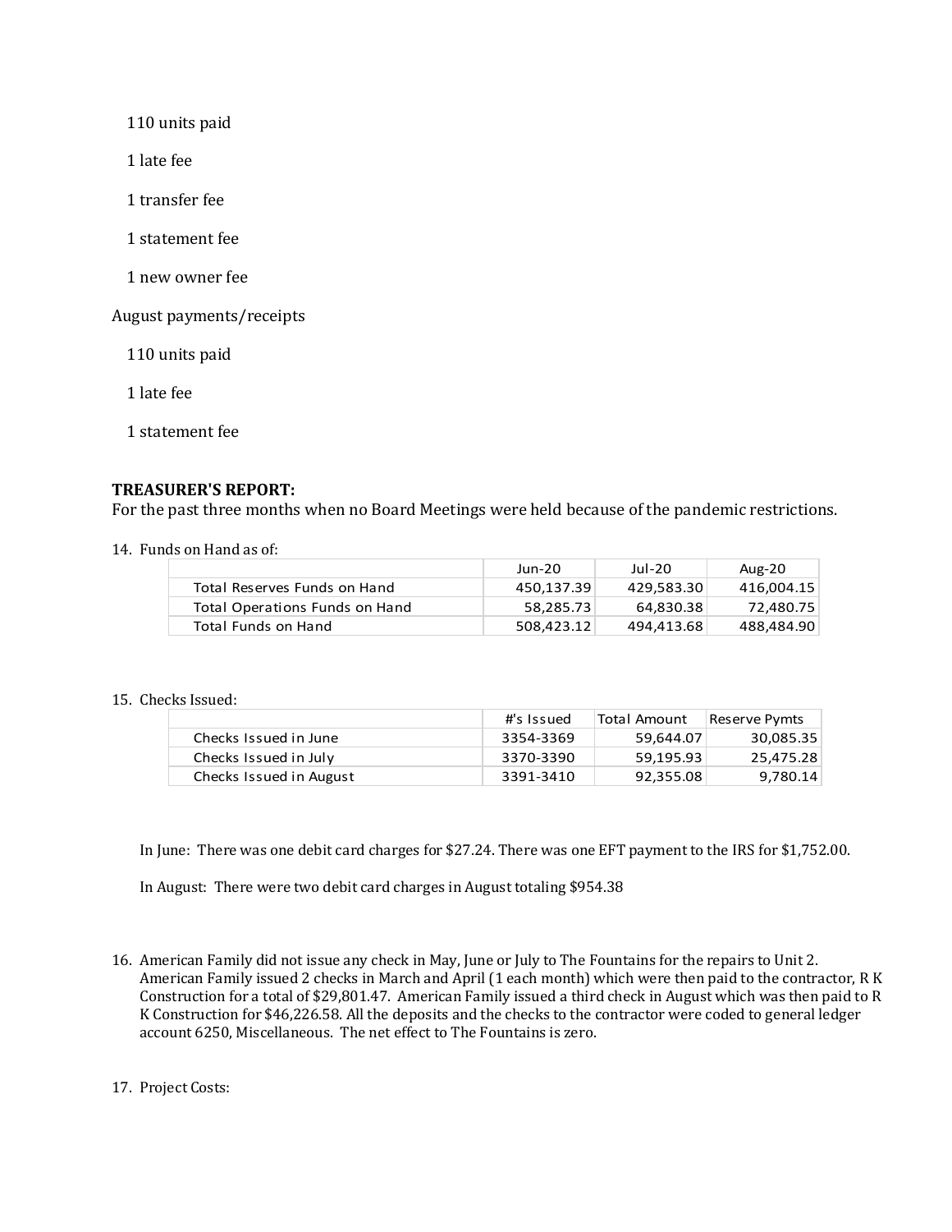110 units paid

1 late fee

1 transfer fee

1 statement fee

1 new owner fee

August payments/receipts

110 units paid

1 late fee

1 statement fee

**TREASURER'S REPORT:**
For the past three months when no Board Meetings were held because of the pandemic restrictions.

14. Funds on Hand as of:

| | Jun-20 | Jul-20 | Aug-20 |
|---|---|---|---|
| Total Reserves Funds on Hand | 450,137.39 | 429,583.30 | 416,004.15 |
| Total Operations Funds on Hand | 58,285.73 | 64,830.38 | 72,480.75 |
| Total Funds on Hand | 508,423.12 | 494,413.68 | 488,484.90 |

15. Checks Issued:

| | #'s Issued | Total Amount | Reserve Pymts |
|---|---|---|---|
| Checks Issued in June | 3354-3369 | 59,644.07 | 30,085.35 |
| Checks Issued in July | 3370-3390 | 59,195.93 | 25,475.28 |
| Checks Issued in August | 3391-3410 | 92,355.08 | 9,780.14 |

In June: There was one debit card charges for $27.24. There was one EFT payment to the IRS for $1,752.00.

In August: There were two debit card charges in August totaling $954.38

16. American Family did not issue any check in May, June or July to The Fountains for the repairs to Unit 2. American Family issued 2 checks in March and April (1 each month) which were then paid to the contractor, R K Construction for a total of $29,801.47. American Family issued a third check in August which was then paid to R K Construction for $46,226.58. All the deposits and the checks to the contractor were coded to general ledger account 6250, Miscellaneous. The net effect to The Fountains is zero.

17. Project Costs: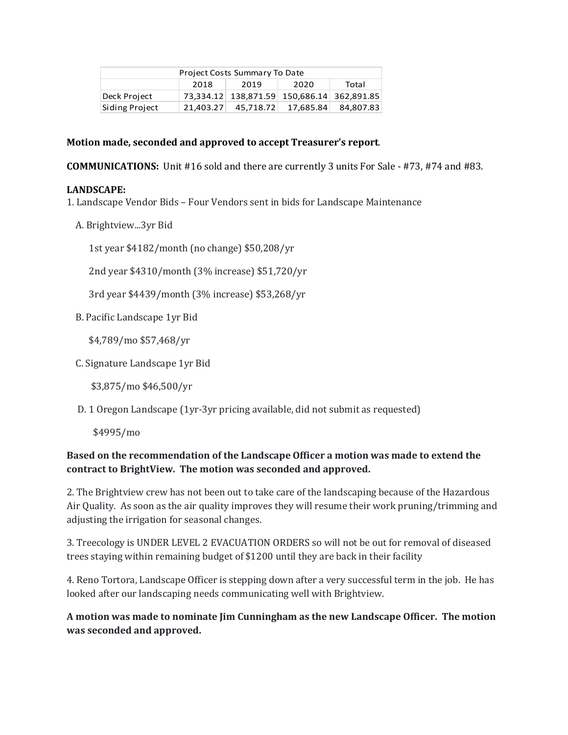| Project Costs Summary To Date | | | | |
|---|---|---|---|---|
| | 2018 | 2019 | 2020 | Total |
| Deck Project | 73,334.12 | 138,871.59 | 150,686.14 | 362,891.85 |
| Siding Project | 21,403.27 | 45,718.72 | 17,685.84 | 84,807.83 |

**Motion made, seconded and approved to accept Treasurer's report**.

**COMMUNICATIONS:** Unit #16 sold and there are currently 3 units For Sale - #73, #74 and #83.

**LANDSCAPE:**

1. Landscape Vendor Bids – Four Vendors sent in bids for Landscape Maintenance

   A. Brightview...3yr Bid

      1st year $4182/month (no change) $50,208/yr

      2nd year $4310/month (3% increase) $51,720/yr

      3rd year $4439/month (3% increase) $53,268/yr

   B. Pacific Landscape 1yr Bid

      $4,789/mo $57,468/yr

   C. Signature Landscape 1yr Bid

      $3,875/mo $46,500/yr

   D. 1 Oregon Landscape (1yr-3yr pricing available, did not submit as requested)

      $4995/mo

**Based on the recommendation of the Landscape Officer a motion was made to extend the contract to BrightView. The motion was seconded and approved.**

2. The Brightview crew has not been out to take care of the landscaping because of the Hazardous Air Quality. As soon as the air quality improves they will resume their work pruning/trimming and adjusting the irrigation for seasonal changes.

3. Treecology is UNDER LEVEL 2 EVACUATION ORDERS so will not be out for removal of diseased trees staying within remaining budget of $1200 until they are back in their facility

4. Reno Tortora, Landscape Officer is stepping down after a very successful term in the job. He has looked after our landscaping needs communicating well with Brightview.

**A motion was made to nominate Jim Cunningham as the new Landscape Officer. The motion was seconded and approved.**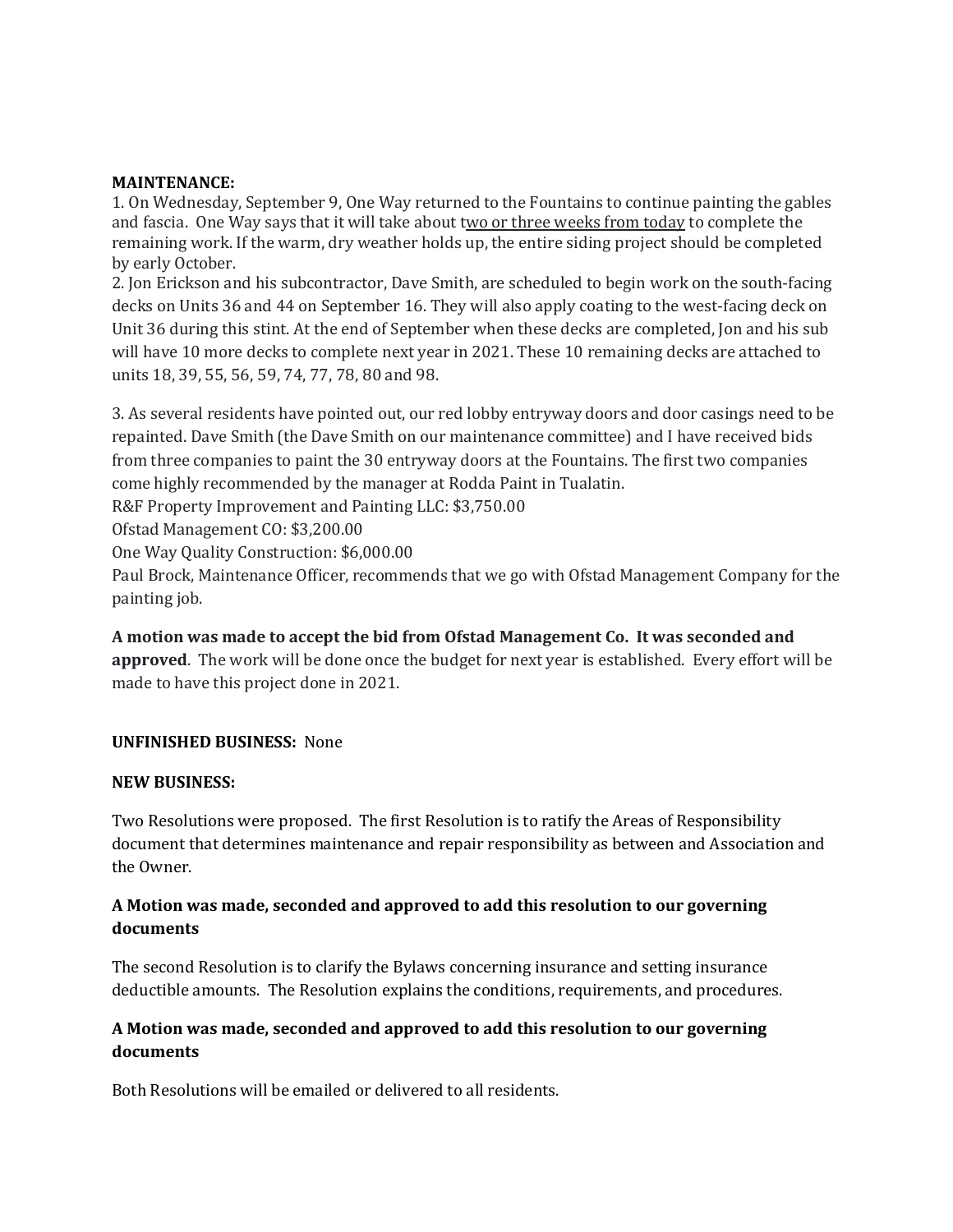**MAINTENANCE:**

1. On Wednesday, September 9, One Way returned to the Fountains to continue painting the gables and fascia. One Way says that it will take about <u>two or three weeks from today</u> to complete the remaining work. If the warm, dry weather holds up, the entire siding project should be completed by early October.
2. Jon Erickson and his subcontractor, Dave Smith, are scheduled to begin work on the south-facing decks on Units 36 and 44 on September 16. They will also apply coating to the west-facing deck on Unit 36 during this stint. At the end of September when these decks are completed, Jon and his sub will have 10 more decks to complete next year in 2021. These 10 remaining decks are attached to units 18, 39, 55, 56, 59, 74, 77, 78, 80 and 98.

3. As several residents have pointed out, our red lobby entryway doors and door casings need to be repainted. Dave Smith (the Dave Smith on our maintenance committee) and I have received bids from three companies to paint the 30 entryway doors at the Fountains. The first two companies come highly recommended by the manager at Rodda Paint in Tualatin.
R&F Property Improvement and Painting LLC: $3,750.00
Ofstad Management CO: $3,200.00
One Way Quality Construction: $6,000.00
Paul Brock, Maintenance Officer, recommends that we go with Ofstad Management Company for the painting job.

**A motion was made to accept the bid from Ofstad Management Co. It was seconded and approved**. The work will be done once the budget for next year is established. Every effort will be made to have this project done in 2021.

**UNFINISHED BUSINESS:** None

**NEW BUSINESS:**

Two Resolutions were proposed. The first Resolution is to ratify the Areas of Responsibility document that determines maintenance and repair responsibility as between and Association and the Owner.

**A Motion was made, seconded and approved to add this resolution to our governing documents**

The second Resolution is to clarify the Bylaws concerning insurance and setting insurance deductible amounts. The Resolution explains the conditions, requirements, and procedures.

**A Motion was made, seconded and approved to add this resolution to our governing documents**

Both Resolutions will be emailed or delivered to all residents.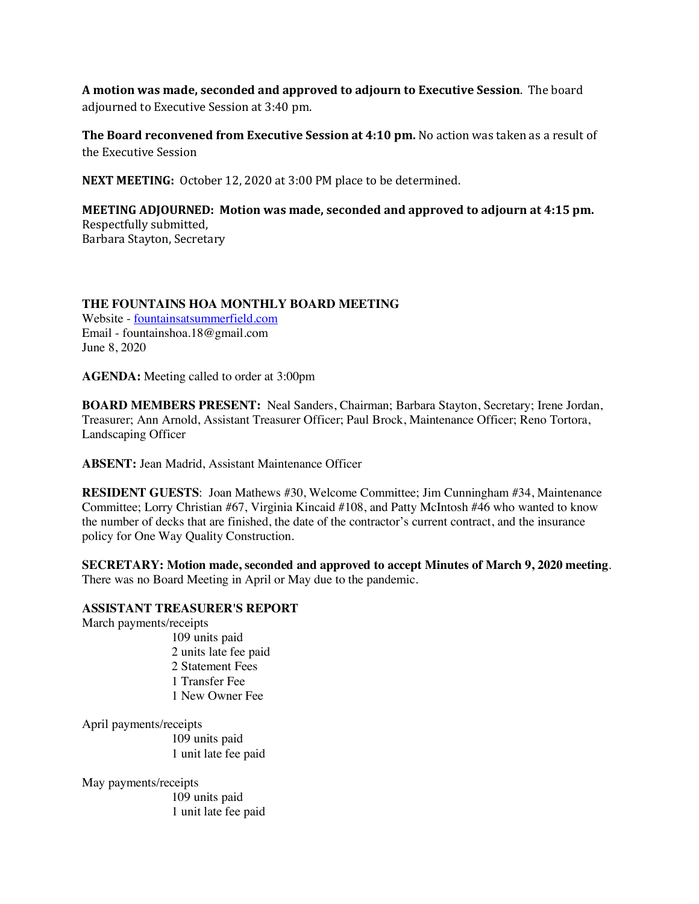**A motion was made, seconded and approved to adjourn to Executive Session**. The board adjourned to Executive Session at 3:40 pm.

**The Board reconvened from Executive Session at 4:10 pm.** No action was taken as a result of the Executive Session

**NEXT MEETING:** October 12, 2020 at 3:00 PM place to be determined.

**MEETING ADJOURNED: Motion was made, seconded and approved to adjourn at 4:15 pm.**
Respectfully submitted,
Barbara Stayton, Secretary

**THE FOUNTAINS HOA MONTHLY BOARD MEETING**
Website - fountainsatsummerfield.com
Email - fountainshoa.18@gmail.com
June 8, 2020

**AGENDA:** Meeting called to order at 3:00pm

**BOARD MEMBERS PRESENT:** Neal Sanders, Chairman; Barbara Stayton, Secretary; Irene Jordan, Treasurer; Ann Arnold, Assistant Treasurer Officer; Paul Brock, Maintenance Officer; Reno Tortora, Landscaping Officer

**ABSENT:** Jean Madrid, Assistant Maintenance Officer

**RESIDENT GUESTS**: Joan Mathews #30, Welcome Committee; Jim Cunningham #34, Maintenance Committee; Lorry Christian #67, Virginia Kincaid #108, and Patty McIntosh #46 who wanted to know the number of decks that are finished, the date of the contractor's current contract, and the insurance policy for One Way Quality Construction.

**SECRETARY: Motion made, seconded and approved to accept Minutes of March 9, 2020 meeting**. There was no Board Meeting in April or May due to the pandemic.

**ASSISTANT TREASURER'S REPORT**

March payments/receipts
- 109 units paid
- 2 units late fee paid
- 2 Statement Fees
- 1 Transfer Fee
- 1 New Owner Fee

April payments/receipts
- 109 units paid
- 1 unit late fee paid

May payments/receipts
- 109 units paid
- 1 unit late fee paid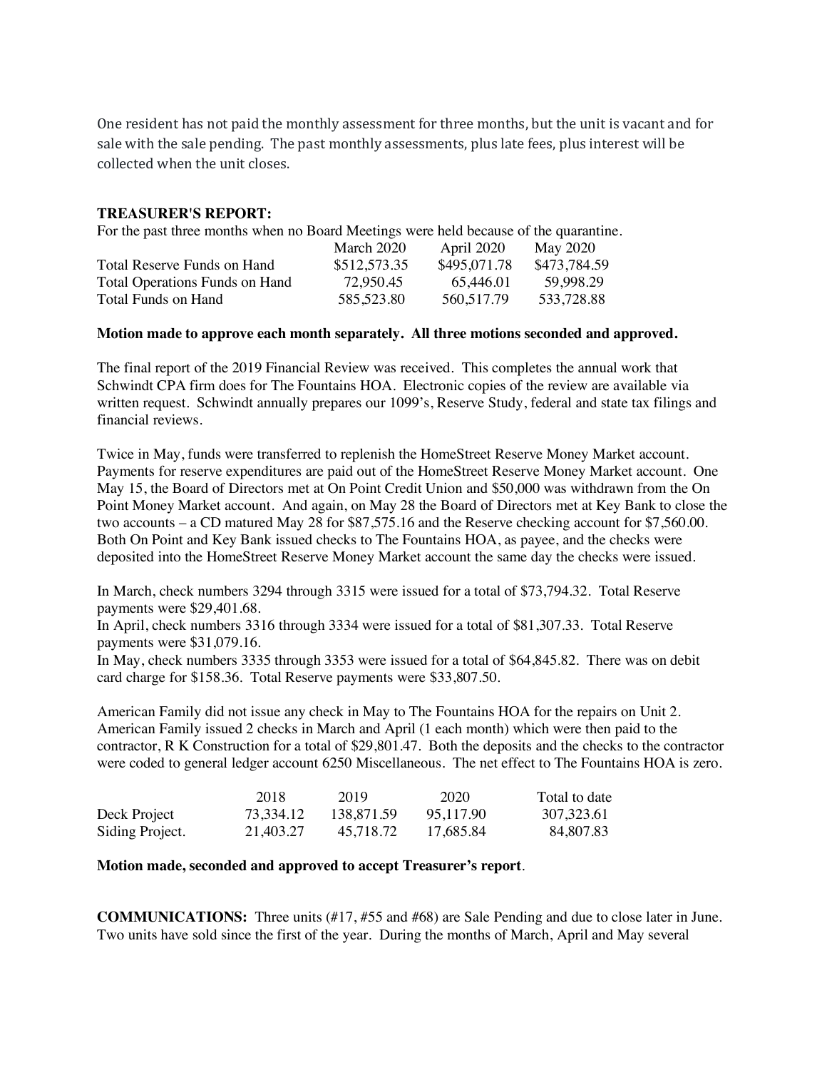One resident has not paid the monthly assessment for three months, but the unit is vacant and for sale with the sale pending. The past monthly assessments, plus late fees, plus interest will be collected when the unit closes.

**TREASURER'S REPORT:**

For the past three months when no Board Meetings were held because of the quarantine.

| | March 2020 | April 2020 | May 2020 |
|---|---|---|---|
| Total Reserve Funds on Hand | $512,573.35 | $495,071.78 | $473,784.59 |
| Total Operations Funds on Hand | 72,950.45 | 65,446.01 | 59,998.29 |
| Total Funds on Hand | 585,523.80 | 560,517.79 | 533,728.88 |

**Motion made to approve each month separately. All three motions seconded and approved.**

The final report of the 2019 Financial Review was received. This completes the annual work that Schwindt CPA firm does for The Fountains HOA. Electronic copies of the review are available via written request. Schwindt annually prepares our 1099's, Reserve Study, federal and state tax filings and financial reviews.

Twice in May, funds were transferred to replenish the HomeStreet Reserve Money Market account. Payments for reserve expenditures are paid out of the HomeStreet Reserve Money Market account. One May 15, the Board of Directors met at On Point Credit Union and $50,000 was withdrawn from the On Point Money Market account. And again, on May 28 the Board of Directors met at Key Bank to close the two accounts – a CD matured May 28 for $87,575.16 and the Reserve checking account for $7,560.00. Both On Point and Key Bank issued checks to The Fountains HOA, as payee, and the checks were deposited into the HomeStreet Reserve Money Market account the same day the checks were issued.

In March, check numbers 3294 through 3315 were issued for a total of $73,794.32. Total Reserve payments were $29,401.68.

In April, check numbers 3316 through 3334 were issued for a total of $81,307.33. Total Reserve payments were $31,079.16.

In May, check numbers 3335 through 3353 were issued for a total of $64,845.82. There was on debit card charge for $158.36. Total Reserve payments were $33,807.50.

American Family did not issue any check in May to The Fountains HOA for the repairs on Unit 2. American Family issued 2 checks in March and April (1 each month) which were then paid to the contractor, R K Construction for a total of $29,801.47. Both the deposits and the checks to the contractor were coded to general ledger account 6250 Miscellaneous. The net effect to The Fountains HOA is zero.

| | 2018 | 2019 | 2020 | Total to date |
|---|---|---|---|---|
| Deck Project | 73,334.12 | 138,871.59 | 95,117.90 | 307,323.61 |
| Siding Project. | 21,403.27 | 45,718.72 | 17,685.84 | 84,807.83 |

**Motion made, seconded and approved to accept Treasurer's report**.

**COMMUNICATIONS:** Three units (#17, #55 and #68) are Sale Pending and due to close later in June. Two units have sold since the first of the year. During the months of March, April and May several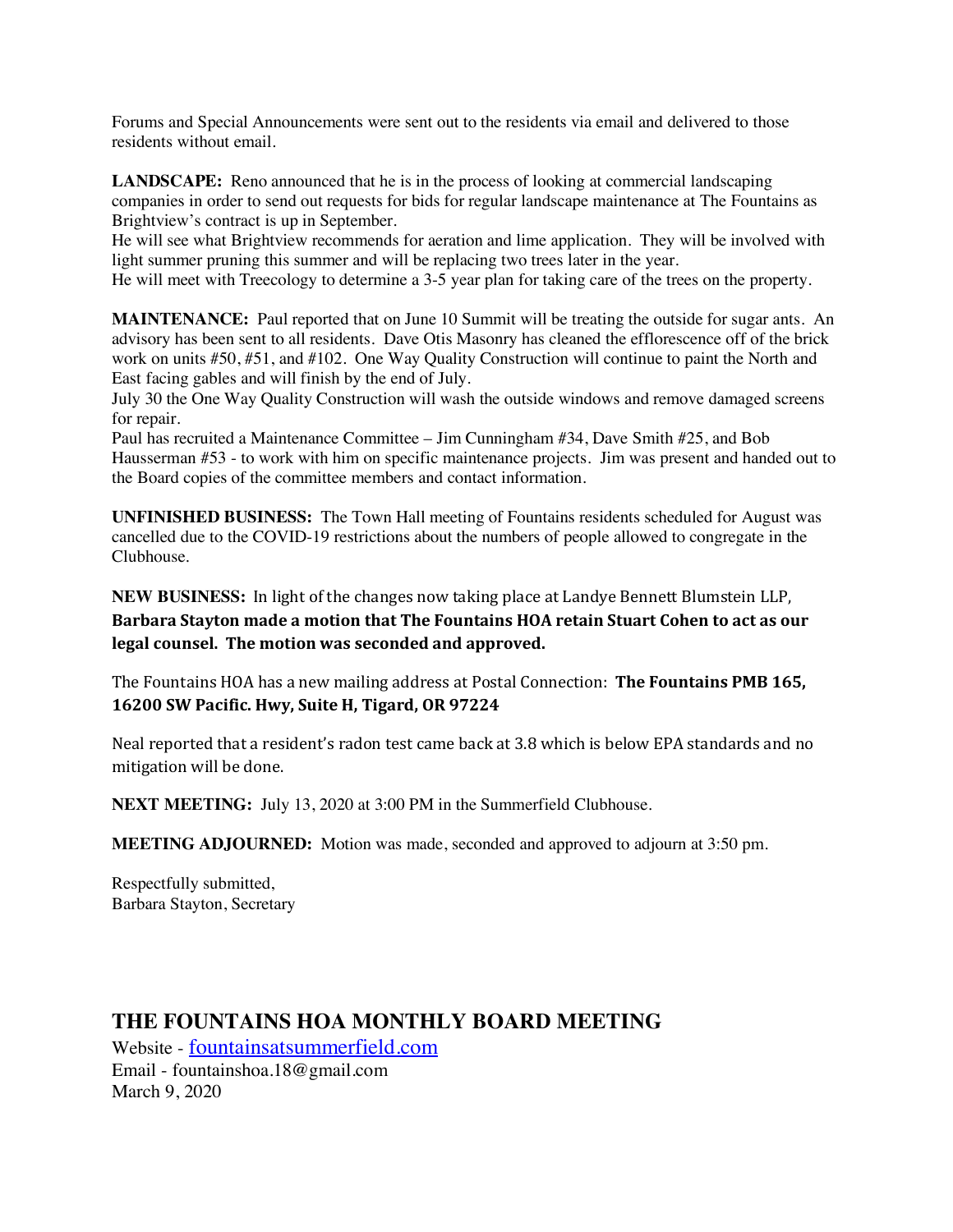Forums and Special Announcements were sent out to the residents via email and delivered to those residents without email.

**LANDSCAPE:** Reno announced that he is in the process of looking at commercial landscaping companies in order to send out requests for bids for regular landscape maintenance at The Fountains as Brightview's contract is up in September.
He will see what Brightview recommends for aeration and lime application. They will be involved with light summer pruning this summer and will be replacing two trees later in the year.
He will meet with Treecology to determine a 3-5 year plan for taking care of the trees on the property.

**MAINTENANCE:** Paul reported that on June 10 Summit will be treating the outside for sugar ants. An advisory has been sent to all residents. Dave Otis Masonry has cleaned the efflorescence off of the brick work on units #50, #51, and #102. One Way Quality Construction will continue to paint the North and East facing gables and will finish by the end of July.
July 30 the One Way Quality Construction will wash the outside windows and remove damaged screens for repair.
Paul has recruited a Maintenance Committee – Jim Cunningham #34, Dave Smith #25, and Bob Hausserman #53 - to work with him on specific maintenance projects. Jim was present and handed out to the Board copies of the committee members and contact information.

**UNFINISHED BUSINESS:** The Town Hall meeting of Fountains residents scheduled for August was cancelled due to the COVID-19 restrictions about the numbers of people allowed to congregate in the Clubhouse.

**NEW BUSINESS:** In light of the changes now taking place at Landye Bennett Blumstein LLP, **Barbara Stayton made a motion that The Fountains HOA retain Stuart Cohen to act as our legal counsel. The motion was seconded and approved.**

The Fountains HOA has a new mailing address at Postal Connection: **The Fountains PMB 165, 16200 SW Pacific. Hwy, Suite H, Tigard, OR 97224**

Neal reported that a resident's radon test came back at 3.8 which is below EPA standards and no mitigation will be done.

**NEXT MEETING:** July 13, 2020 at 3:00 PM in the Summerfield Clubhouse.

**MEETING ADJOURNED:** Motion was made, seconded and approved to adjourn at 3:50 pm.

Respectfully submitted,
Barbara Stayton, Secretary

## THE FOUNTAINS HOA MONTHLY BOARD MEETING

Website - fountainsatsummerfield.com
Email - fountainshoa.18@gmail.com
March 9, 2020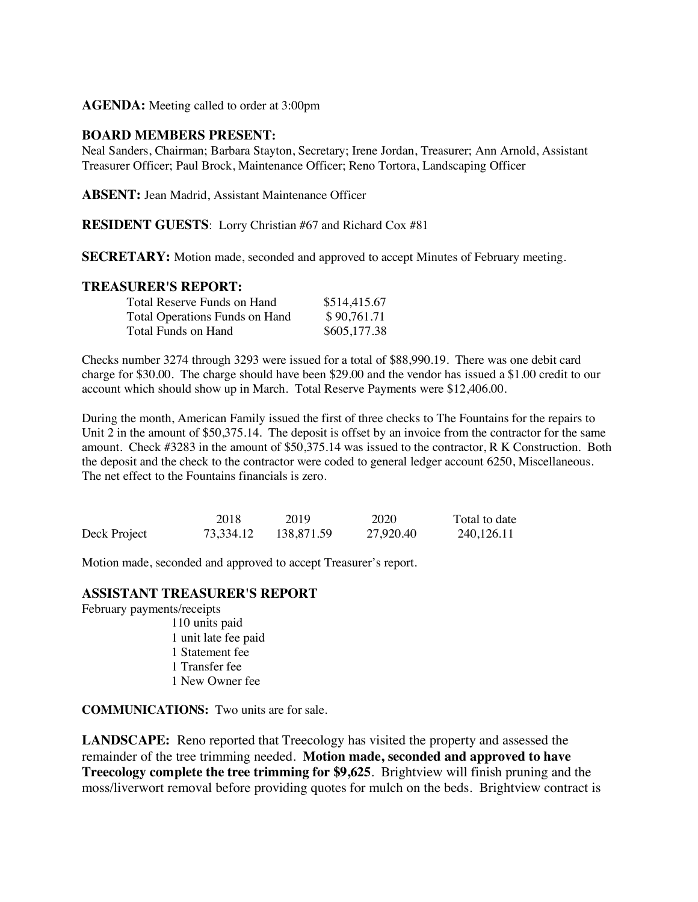**AGENDA:** Meeting called to order at 3:00pm

**BOARD MEMBERS PRESENT:**
Neal Sanders, Chairman; Barbara Stayton, Secretary; Irene Jordan, Treasurer; Ann Arnold, Assistant Treasurer Officer; Paul Brock, Maintenance Officer; Reno Tortora, Landscaping Officer

**ABSENT:** Jean Madrid, Assistant Maintenance Officer

**RESIDENT GUESTS**: Lorry Christian #67 and Richard Cox #81

**SECRETARY:** Motion made, seconded and approved to accept Minutes of February meeting.

**TREASURER'S REPORT:**

| | |
|---|---|
| Total Reserve Funds on Hand | $514,415.67 |
| Total Operations Funds on Hand | $ 90,761.71 |
| Total Funds on Hand | $605,177.38 |

Checks number 3274 through 3293 were issued for a total of $88,990.19. There was one debit card charge for $30.00. The charge should have been $29.00 and the vendor has issued a $1.00 credit to our account which should show up in March. Total Reserve Payments were $12,406.00.

During the month, American Family issued the first of three checks to The Fountains for the repairs to Unit 2 in the amount of $50,375.14. The deposit is offset by an invoice from the contractor for the same amount. Check #3283 in the amount of $50,375.14 was issued to the contractor, R K Construction. Both the deposit and the check to the contractor were coded to general ledger account 6250, Miscellaneous. The net effect to the Fountains financials is zero.

| | 2018 | 2019 | 2020 | Total to date |
|---|---|---|---|---|
| Deck Project | 73,334.12 | 138,871.59 | 27,920.40 | 240,126.11 |

Motion made, seconded and approved to accept Treasurer's report.

**ASSISTANT TREASURER'S REPORT**

February payments/receipts

- 110 units paid
- 1 unit late fee paid
- 1 Statement fee
- 1 Transfer fee
- 1 New Owner fee

**COMMUNICATIONS:** Two units are for sale.

**LANDSCAPE:** Reno reported that Treecology has visited the property and assessed the remainder of the tree trimming needed. **Motion made, seconded and approved to have Treecology complete the tree trimming for $9,625**. Brightview will finish pruning and the moss/liverwort removal before providing quotes for mulch on the beds. Brightview contract is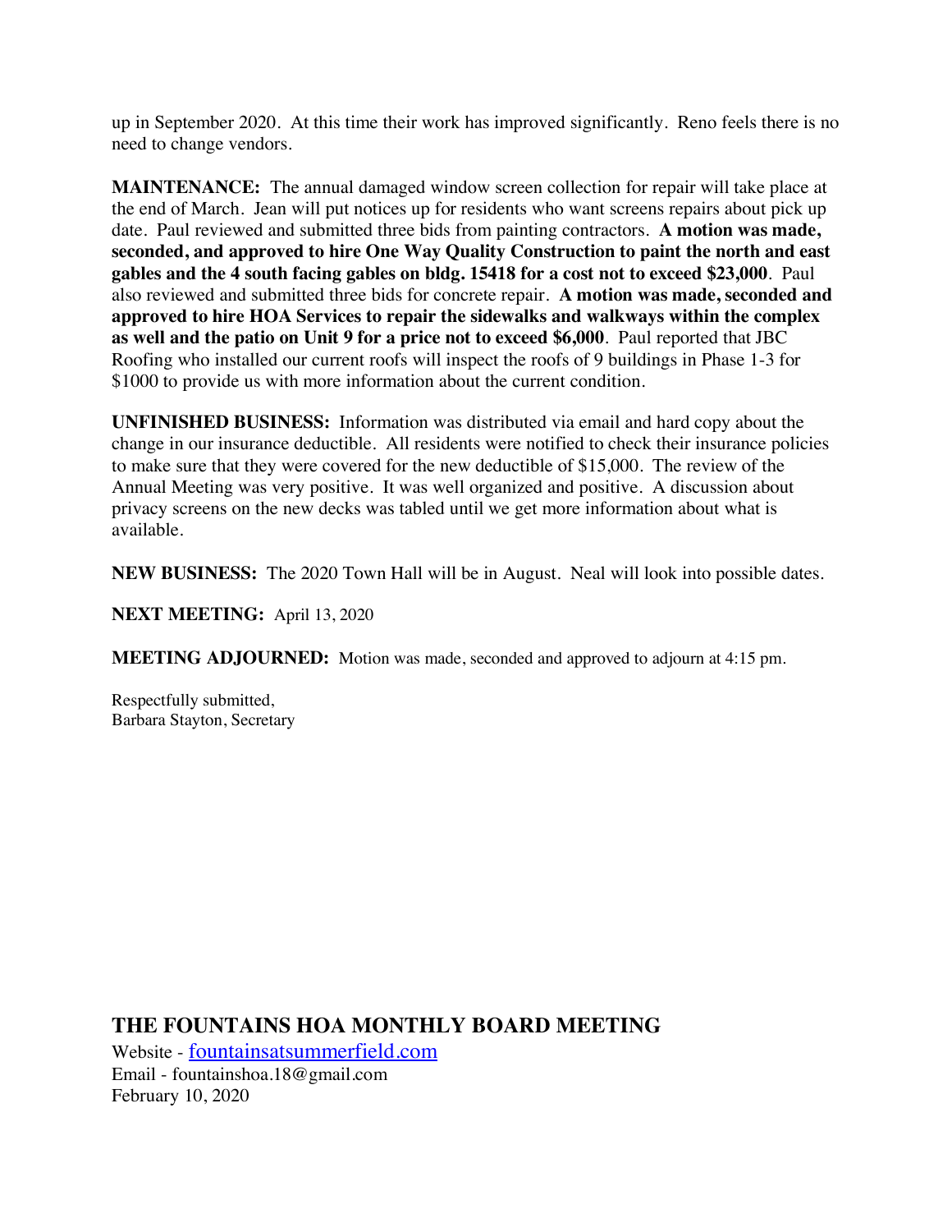up in September 2020. At this time their work has improved significantly. Reno feels there is no need to change vendors.

**MAINTENANCE:** The annual damaged window screen collection for repair will take place at the end of March. Jean will put notices up for residents who want screens repairs about pick up date. Paul reviewed and submitted three bids from painting contractors. **A motion was made, seconded, and approved to hire One Way Quality Construction to paint the north and east gables and the 4 south facing gables on bldg. 15418 for a cost not to exceed $23,000**. Paul also reviewed and submitted three bids for concrete repair. **A motion was made, seconded and approved to hire HOA Services to repair the sidewalks and walkways within the complex as well and the patio on Unit 9 for a price not to exceed $6,000**. Paul reported that JBC Roofing who installed our current roofs will inspect the roofs of 9 buildings in Phase 1-3 for $1000 to provide us with more information about the current condition.

**UNFINISHED BUSINESS:** Information was distributed via email and hard copy about the change in our insurance deductible. All residents were notified to check their insurance policies to make sure that they were covered for the new deductible of $15,000. The review of the Annual Meeting was very positive. It was well organized and positive. A discussion about privacy screens on the new decks was tabled until we get more information about what is available.

**NEW BUSINESS:** The 2020 Town Hall will be in August. Neal will look into possible dates.

**NEXT MEETING:** April 13, 2020

**MEETING ADJOURNED:** Motion was made, seconded and approved to adjourn at 4:15 pm.

Respectfully submitted,
Barbara Stayton, Secretary

## THE FOUNTAINS HOA MONTHLY BOARD MEETING

Website - fountainsatsummerfield.com
Email - fountainshoa.18@gmail.com
February 10, 2020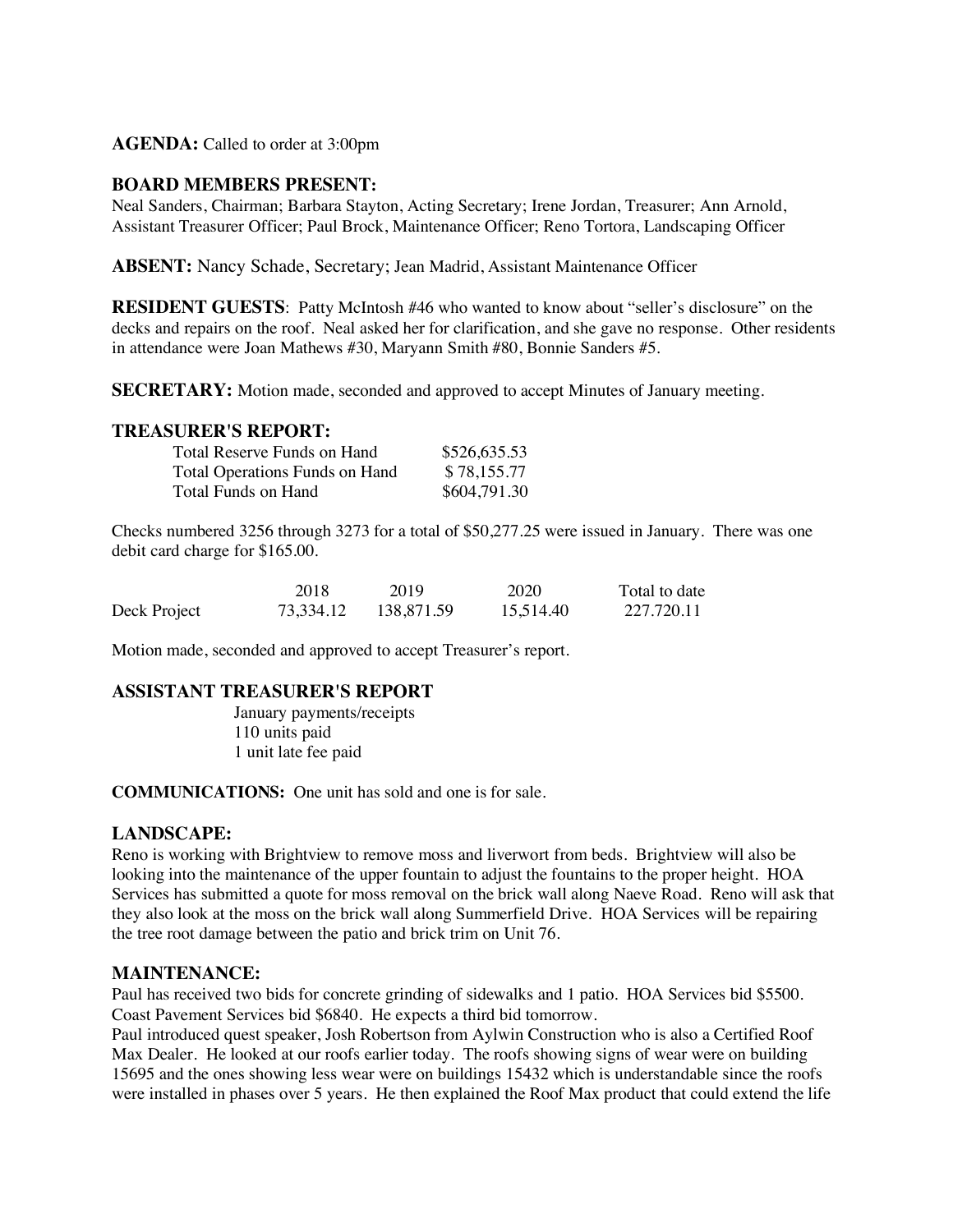**AGENDA:** Called to order at 3:00pm

## BOARD MEMBERS PRESENT:

Neal Sanders, Chairman; Barbara Stayton, Acting Secretary; Irene Jordan, Treasurer; Ann Arnold, Assistant Treasurer Officer; Paul Brock, Maintenance Officer; Reno Tortora, Landscaping Officer

**ABSENT:** Nancy Schade, Secretary; Jean Madrid, Assistant Maintenance Officer

**RESIDENT GUESTS**: Patty McIntosh #46 who wanted to know about "seller's disclosure" on the decks and repairs on the roof. Neal asked her for clarification, and she gave no response. Other residents in attendance were Joan Mathews #30, Maryann Smith #80, Bonnie Sanders #5.

**SECRETARY:** Motion made, seconded and approved to accept Minutes of January meeting.

## TREASURER'S REPORT:

| | |
|---|---|
| Total Reserve Funds on Hand | $526,635.53 |
| Total Operations Funds on Hand | $ 78,155.77 |
| Total Funds on Hand | $604,791.30 |

Checks numbered 3256 through 3273 for a total of $50,277.25 were issued in January. There was one debit card charge for $165.00.

| | 2018 | 2019 | 2020 | Total to date |
|---|---|---|---|---|
| Deck Project | 73,334.12 | 138,871.59 | 15,514.40 | 227.720.11 |

Motion made, seconded and approved to accept Treasurer's report.

## ASSISTANT TREASURER'S REPORT

January payments/receipts
110 units paid
1 unit late fee paid

**COMMUNICATIONS:** One unit has sold and one is for sale.

## LANDSCAPE:

Reno is working with Brightview to remove moss and liverwort from beds. Brightview will also be looking into the maintenance of the upper fountain to adjust the fountains to the proper height. HOA Services has submitted a quote for moss removal on the brick wall along Naeve Road. Reno will ask that they also look at the moss on the brick wall along Summerfield Drive. HOA Services will be repairing the tree root damage between the patio and brick trim on Unit 76.

## MAINTENANCE:

Paul has received two bids for concrete grinding of sidewalks and 1 patio. HOA Services bid $5500. Coast Pavement Services bid $6840. He expects a third bid tomorrow.
Paul introduced quest speaker, Josh Robertson from Aylwin Construction who is also a Certified Roof Max Dealer. He looked at our roofs earlier today. The roofs showing signs of wear were on building 15695 and the ones showing less wear were on buildings 15432 which is understandable since the roofs were installed in phases over 5 years. He then explained the Roof Max product that could extend the life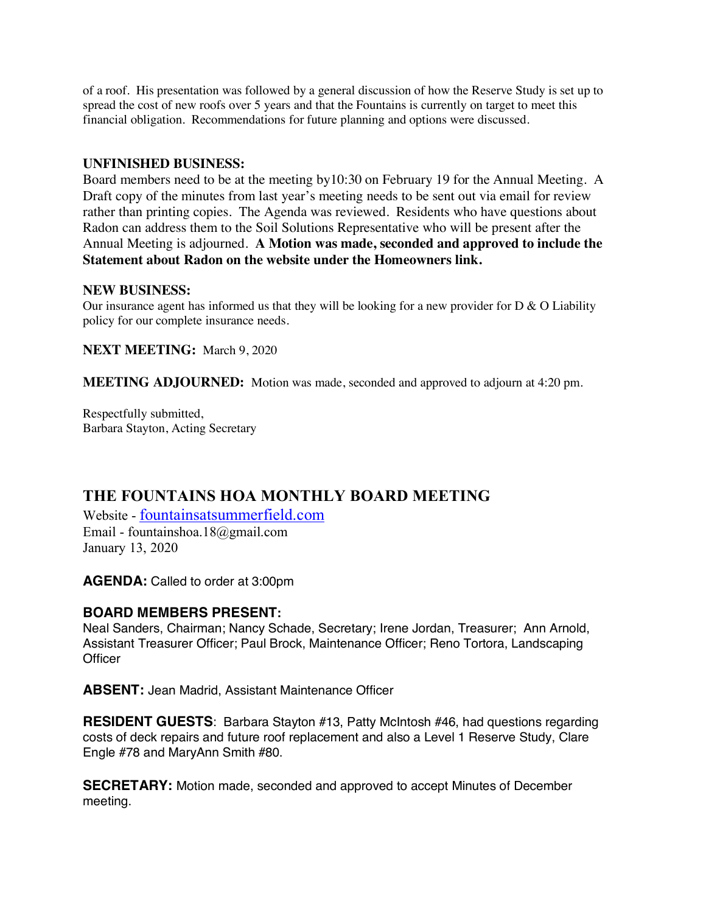of a roof. His presentation was followed by a general discussion of how the Reserve Study is set up to spread the cost of new roofs over 5 years and that the Fountains is currently on target to meet this financial obligation. Recommendations for future planning and options were discussed.

**UNFINISHED BUSINESS:**
Board members need to be at the meeting by10:30 on February 19 for the Annual Meeting. A Draft copy of the minutes from last year's meeting needs to be sent out via email for review rather than printing copies. The Agenda was reviewed. Residents who have questions about Radon can address them to the Soil Solutions Representative who will be present after the Annual Meeting is adjourned. **A Motion was made, seconded and approved to include the Statement about Radon on the website under the Homeowners link.**

**NEW BUSINESS:**
Our insurance agent has informed us that they will be looking for a new provider for D & O Liability policy for our complete insurance needs.

**NEXT MEETING:** March 9, 2020

**MEETING ADJOURNED:** Motion was made, seconded and approved to adjourn at 4:20 pm.

Respectfully submitted,
Barbara Stayton, Acting Secretary

## THE FOUNTAINS HOA MONTHLY BOARD MEETING

Website - fountainsatsummerfield.com
Email - fountainshoa.18@gmail.com
January 13, 2020

**AGENDA:** Called to order at 3:00pm

**BOARD MEMBERS PRESENT:**
Neal Sanders, Chairman; Nancy Schade, Secretary; Irene Jordan, Treasurer; Ann Arnold, Assistant Treasurer Officer; Paul Brock, Maintenance Officer; Reno Tortora, Landscaping Officer

**ABSENT:** Jean Madrid, Assistant Maintenance Officer

**RESIDENT GUESTS**: Barbara Stayton #13, Patty McIntosh #46, had questions regarding costs of deck repairs and future roof replacement and also a Level 1 Reserve Study, Clare Engle #78 and MaryAnn Smith #80.

**SECRETARY:** Motion made, seconded and approved to accept Minutes of December meeting.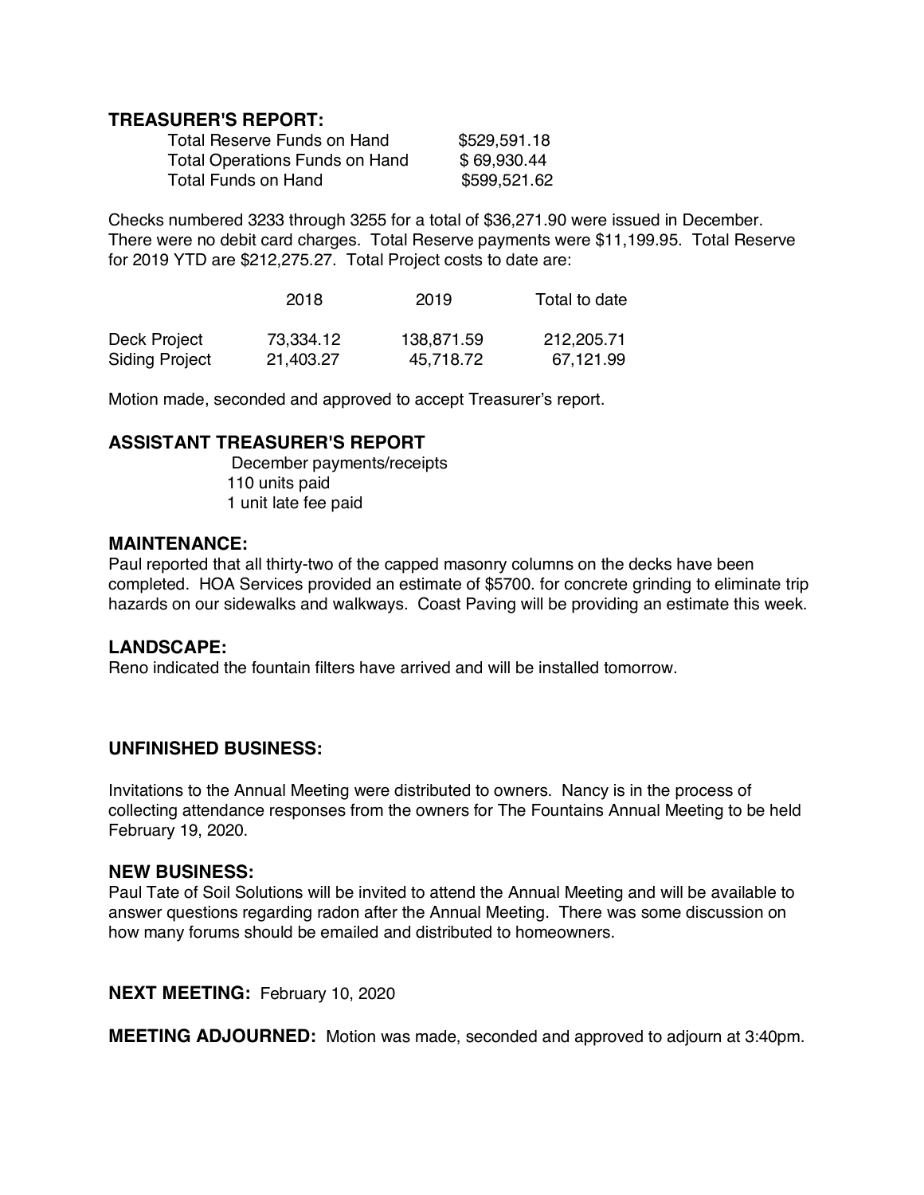## TREASURER'S REPORT:

| | |
|---|---|
| Total Reserve Funds on Hand | $529,591.18 |
| Total Operations Funds on Hand | $ 69,930.44 |
| Total Funds on Hand | $599,521.62 |

Checks numbered 3233 through 3255 for a total of $36,271.90 were issued in December. There were no debit card charges. Total Reserve payments were $11,199.95. Total Reserve for 2019 YTD are $212,275.27. Total Project costs to date are:

| | 2018 | 2019 | Total to date |
|---|---|---|---|
| Deck Project | 73,334.12 | 138,871.59 | 212,205.71 |
| Siding Project | 21,403.27 | 45,718.72 | 67,121.99 |

Motion made, seconded and approved to accept Treasurer's report.

## ASSISTANT TREASURER'S REPORT

December payments/receipts
110 units paid
1 unit late fee paid

## MAINTENANCE:

Paul reported that all thirty-two of the capped masonry columns on the decks have been completed. HOA Services provided an estimate of $5700. for concrete grinding to eliminate trip hazards on our sidewalks and walkways. Coast Paving will be providing an estimate this week.

## LANDSCAPE:

Reno indicated the fountain filters have arrived and will be installed tomorrow.

## UNFINISHED BUSINESS:

Invitations to the Annual Meeting were distributed to owners. Nancy is in the process of collecting attendance responses from the owners for The Fountains Annual Meeting to be held February 19, 2020.

## NEW BUSINESS:

Paul Tate of Soil Solutions will be invited to attend the Annual Meeting and will be available to answer questions regarding radon after the Annual Meeting. There was some discussion on how many forums should be emailed and distributed to homeowners.

**NEXT MEETING:** February 10, 2020

**MEETING ADJOURNED:** Motion was made, seconded and approved to adjourn at 3:40pm.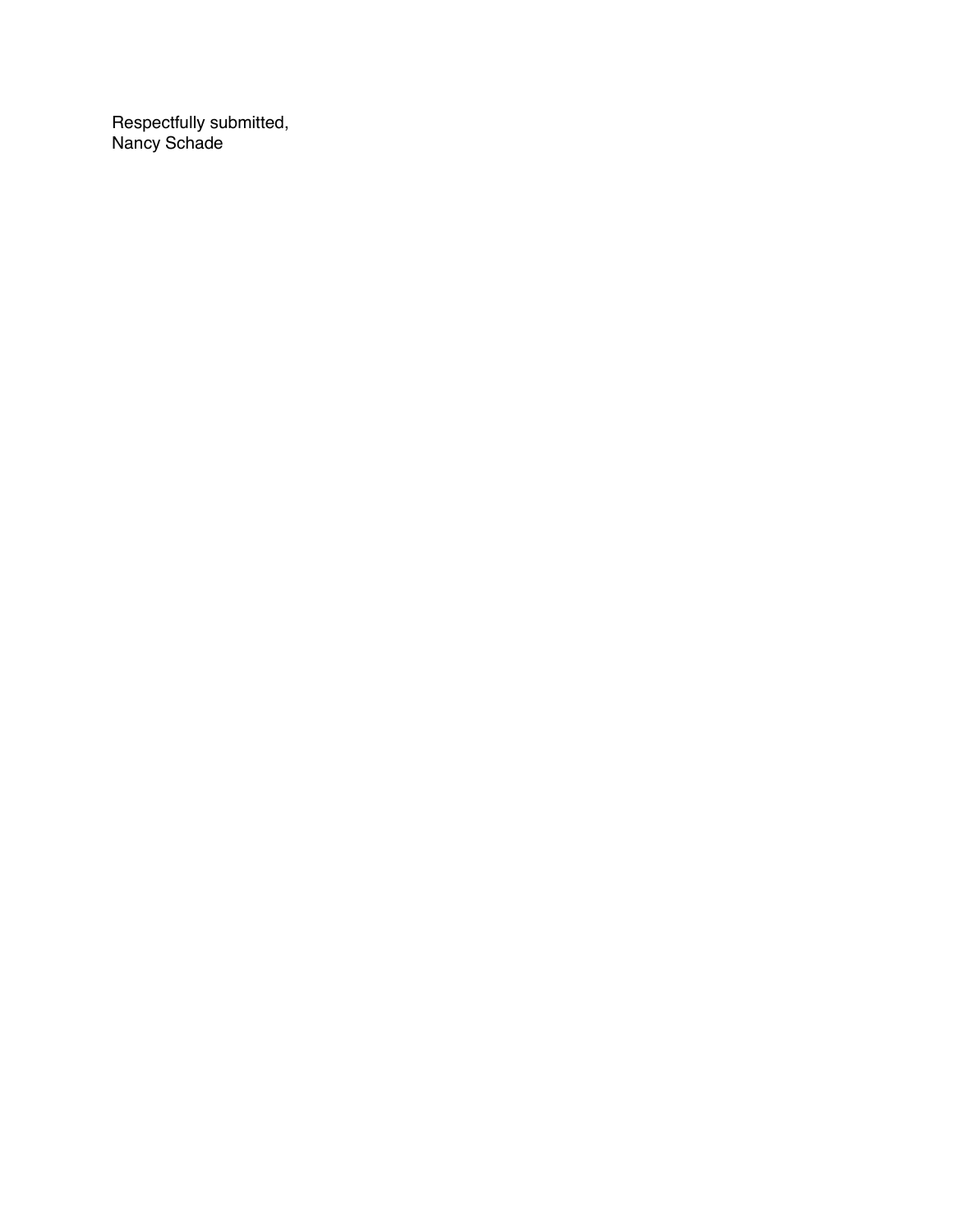Respectfully submitted,
Nancy Schade